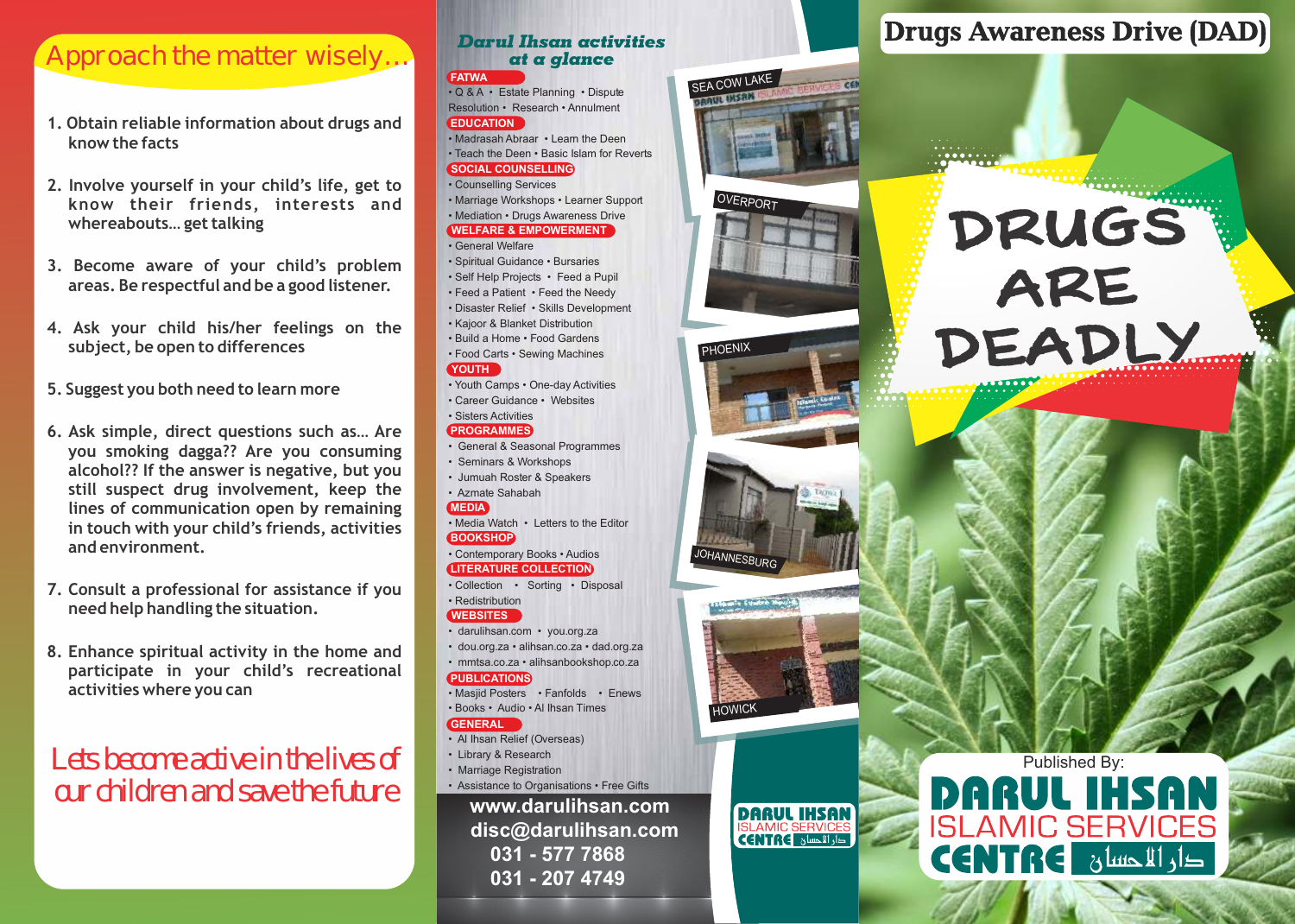## Approach the matter wisely...

1. Obtain reliable information about drugs and know the facts
2. Involve yourself in your child's life, get to know their friends, interests and whereabouts... get talking
3. Become aware of your child's problem areas. Be respectful and be a good listener.
4. Ask your child his/her feelings on the subject, be open to differences
5. Suggest you both need to learn more
6. Ask simple, direct questions such as... Are you smoking dagga?? Are you consuming alcohol?? If the answer is negative, but you still suspect drug involvement, keep the lines of communication open by remaining in touch with your child's friends, activities and environment.
7. Consult a professional for assistance if you need help handling the situation.
8. Enhance spiritual activity in the home and participate in your child's recreational activities where you can

*Lets become active in the lives of our children and save the future*

## *Darul Ihsan activities at a glance*

**FATWA**
- Q & A • Estate Planning • Dispute Resolution • Research • Annulment

**EDUCATION**
- Madrasah Abraar • Learn the Deen
- Teach the Deen • Basic Islam for Reverts

**SOCIAL COUNSELLING**
- Counselling Services
- Marriage Workshops • Learner Support
- Mediation • Drugs Awareness Drive

**WELFARE & EMPOWERMENT**
- General Welfare
- Spiritual Guidance • Bursaries
- Self Help Projects • Feed a Pupil
- Feed a Patient • Feed the Needy
- Disaster Relief • Skills Development
- Kajoor & Blanket Distribution
- Build a Home • Food Gardens
- Food Carts • Sewing Machines

**YOUTH**
- Youth Camps • One-day Activities
- Career Guidance • Websites
- Sisters Activities

**PROGRAMMES**
- General & Seasonal Programmes
- Seminars & Workshops
- Jumuah Roster & Speakers
- Azmate Sahabah

**MEDIA**
- Media Watch • Letters to the Editor

**BOOKSHOP**
- Contemporary Books • Audios

**LITERATURE COLLECTION**
- Collection • Sorting • Disposal
- Redistribution

**WEBSITES**
- darulihsan.com • you.org.za
- dou.org.za • alihsan.co.za • dad.org.za
- mmtsa.co.za • alihsanbookshop.co.za

**PUBLICATIONS**
- Masjid Posters • Fanfolds • Enews
- Books • Audio • Al Ihsan Times

**GENERAL**
- Al Ihsan Relief (Overseas)
- Library & Research
- Marriage Registration
- Assistance to Organisations • Free Gifts

**www.darulihsan.com**
**disc@darulihsan.com**
**031 - 577 7868**
**031 - 207 4749**

SEA COW LAKE

OVERPORT

PHOENIX

JOHANNESBURG

HOWICK

DARUL IHSAN ISLAMIC SERVICES CENTRE دار الاحسان

# Drugs Awareness Drive (DAD)

# DRUGS ARE DEADLY

Published By:
**DARUL IHSAN ISLAMIC SERVICES CENTRE** دار الاحسان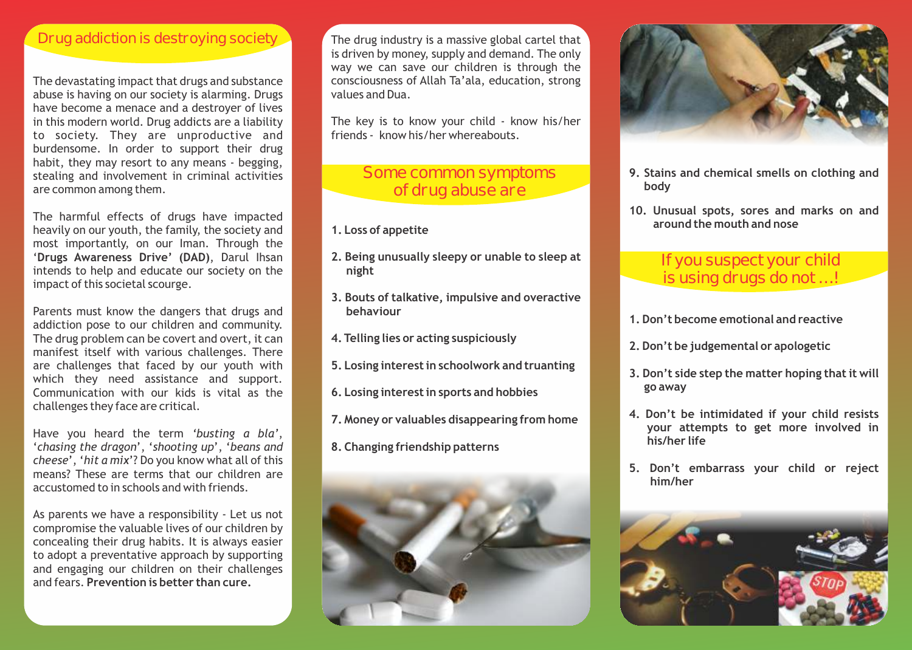## Drug addiction is destroying society

The devastating impact that drugs and substance abuse is having on our society is alarming. Drugs have become a menace and a destroyer of lives in this modern world. Drug addicts are a liability to society. They are unproductive and burdensome. In order to support their drug habit, they may resort to any means - begging, stealing and involvement in criminal activities are common among them.

The harmful effects of drugs have impacted heavily on our youth, the family, the society and most importantly, on our Iman. Through the '**Drugs Awareness Drive' (DAD)**, Darul Ihsan intends to help and educate our society on the impact of this societal scourge.

Parents must know the dangers that drugs and addiction pose to our children and community. The drug problem can be covert and overt, it can manifest itself with various challenges. There are challenges that faced by our youth with which they need assistance and support. Communication with our kids is vital as the challenges they face are critical.

Have you heard the term '*busting a bla*', '*chasing the dragon*', '*shooting up*', '*beans and cheese*', '*hit a mix*'? Do you know what all of this means? These are terms that our children are accustomed to in schools and with friends.

As parents we have a responsibility - Let us not compromise the valuable lives of our children by concealing their drug habits. It is always easier to adopt a preventative approach by supporting and engaging our children on their challenges and fears. **Prevention is better than cure.**

The drug industry is a massive global cartel that is driven by money, supply and demand. The only way we can save our children is through the consciousness of Allah Ta'ala, education, strong values and Dua.

The key is to know your child - know his/her friends - know his/her whereabouts.

## Some common symptoms of drug abuse are

1. **Loss of appetite**
2. **Being unusually sleepy or unable to sleep at night**
3. **Bouts of talkative, impulsive and overactive behaviour**
4. **Telling lies or acting suspiciously**
5. **Losing interest in schoolwork and truanting**
6. **Losing interest in sports and hobbies**
7. **Money or valuables disappearing from home**
8. **Changing friendship patterns**
9. **Stains and chemical smells on clothing and body**
10. **Unusual spots, sores and marks on and around the mouth and nose**

## If you suspect your child is using drugs do not ...!

1. **Don't become emotional and reactive**
2. **Don't be judgemental or apologetic**
3. **Don't side step the matter hoping that it will go away**
4. **Don't be intimidated if your child resists your attempts to get more involved in his/her life**
5. **Don't embarrass your child or reject him/her**